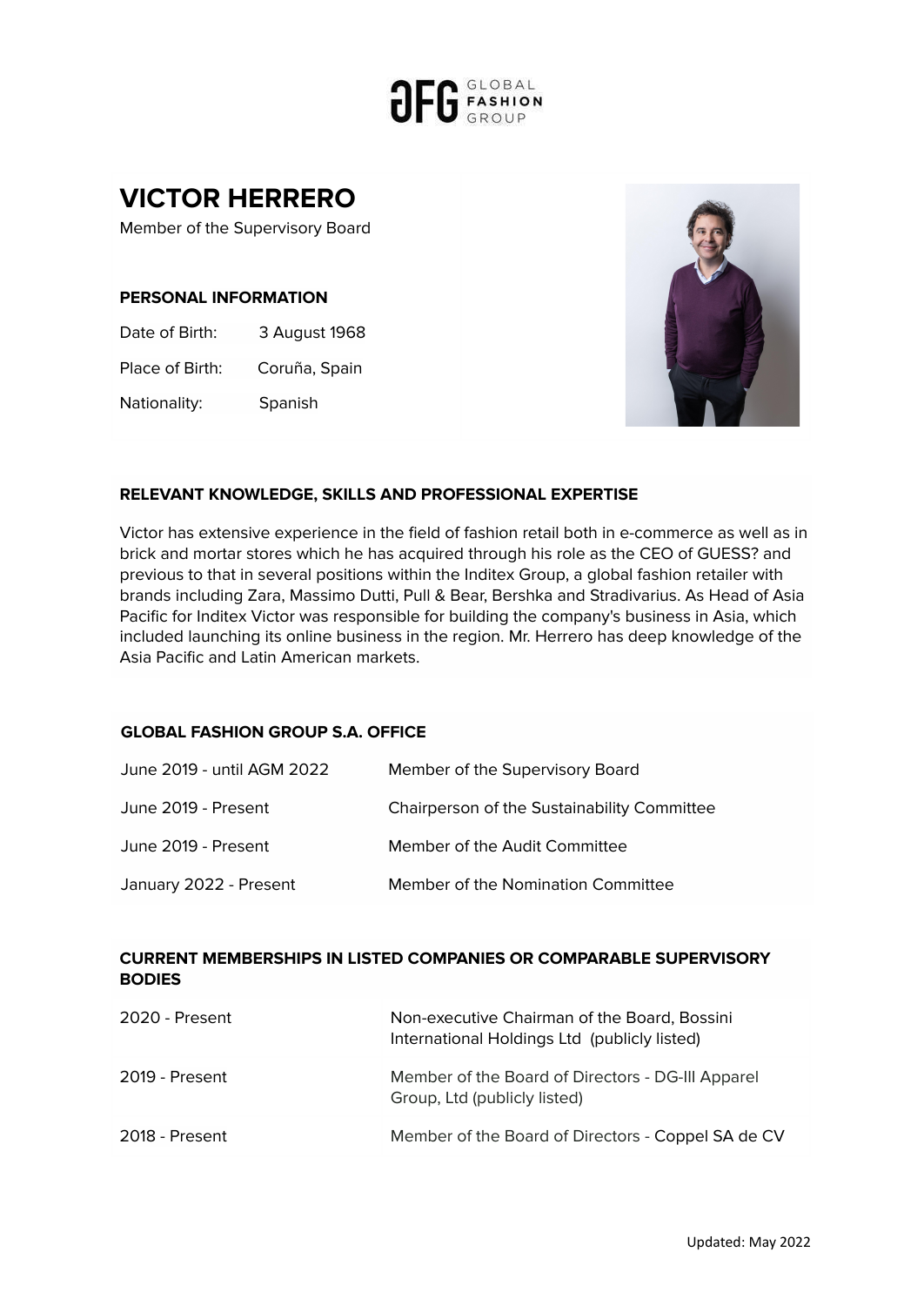# VICTOR HERRERO

Member of the Supervisory Board

## PERSONAL INFORMATION

| | |
|---|---|
| Date of Birth: | 3 August 1968 |
| Place of Birth: | Coruña, Spain |
| Nationality: | Spanish |

## RELEVANT KNOWLEDGE, SKILLS AND PROFESSIONAL EXPERTISE

Victor has extensive experience in the field of fashion retail both in e-commerce as well as in brick and mortar stores which he has acquired through his role as the CEO of GUESS? and previous to that in several positions within the Inditex Group, a global fashion retailer with brands including Zara, Massimo Dutti, Pull & Bear, Bershka and Stradivarius. As Head of Asia Pacific for Inditex Victor was responsible for building the company's business in Asia, which included launching its online business in the region. Mr. Herrero has deep knowledge of the Asia Pacific and Latin American markets.

## GLOBAL FASHION GROUP S.A. OFFICE

| | |
|---|---|
| June 2019 - until AGM 2022 | Member of the Supervisory Board |
| June 2019 - Present | Chairperson of the Sustainability Committee |
| June 2019 - Present | Member of the Audit Committee |
| January 2022 - Present | Member of the Nomination Committee |

## CURRENT MEMBERSHIPS IN LISTED COMPANIES OR COMPARABLE SUPERVISORY BODIES

| | |
|---|---|
| 2020 - Present | Non-executive Chairman of the Board, Bossini International Holdings Ltd (publicly listed) |
| 2019 - Present | Member of the Board of Directors - DG-III Apparel Group, Ltd (publicly listed) |
| 2018 - Present | Member of the Board of Directors - Coppel SA de CV |

Updated: May 2022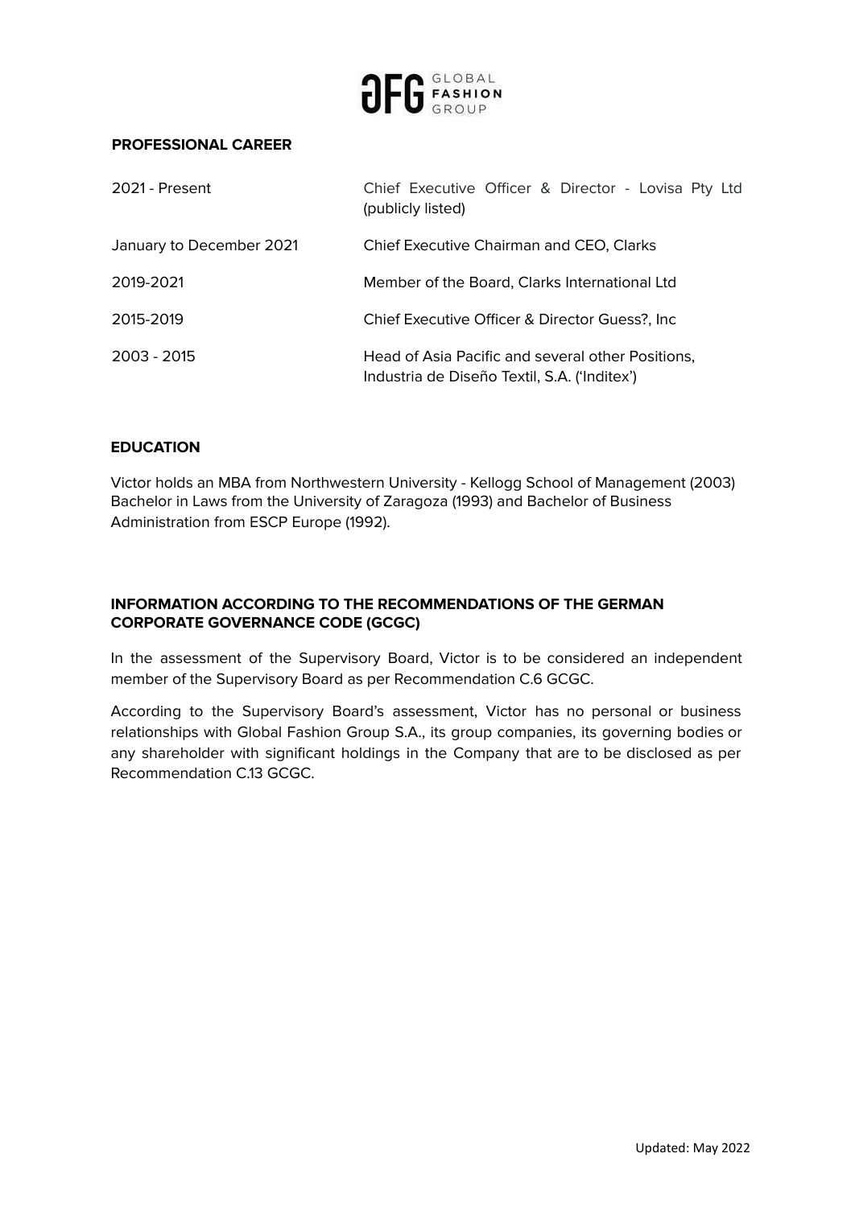## PROFESSIONAL CAREER

| | |
|---|---|
| 2021 - Present | Chief Executive Officer & Director - Lovisa Pty Ltd (publicly listed) |
| January to December 2021 | Chief Executive Chairman and CEO, Clarks |
| 2019-2021 | Member of the Board, Clarks International Ltd |
| 2015-2019 | Chief Executive Officer & Director Guess?, Inc |
| 2003 - 2015 | Head of Asia Pacific and several other Positions, Industria de Diseño Textil, S.A. ('Inditex') |

## EDUCATION

Victor holds an MBA from Northwestern University - Kellogg School of Management (2003) Bachelor in Laws from the University of Zaragoza (1993) and Bachelor of Business Administration from ESCP Europe (1992).

## INFORMATION ACCORDING TO THE RECOMMENDATIONS OF THE GERMAN CORPORATE GOVERNANCE CODE (GCGC)

In the assessment of the Supervisory Board, Victor is to be considered an independent member of the Supervisory Board as per Recommendation C.6 GCGC.

According to the Supervisory Board's assessment, Victor has no personal or business relationships with Global Fashion Group S.A., its group companies, its governing bodies or any shareholder with significant holdings in the Company that are to be disclosed as per Recommendation C.13 GCGC.

Updated: May 2022